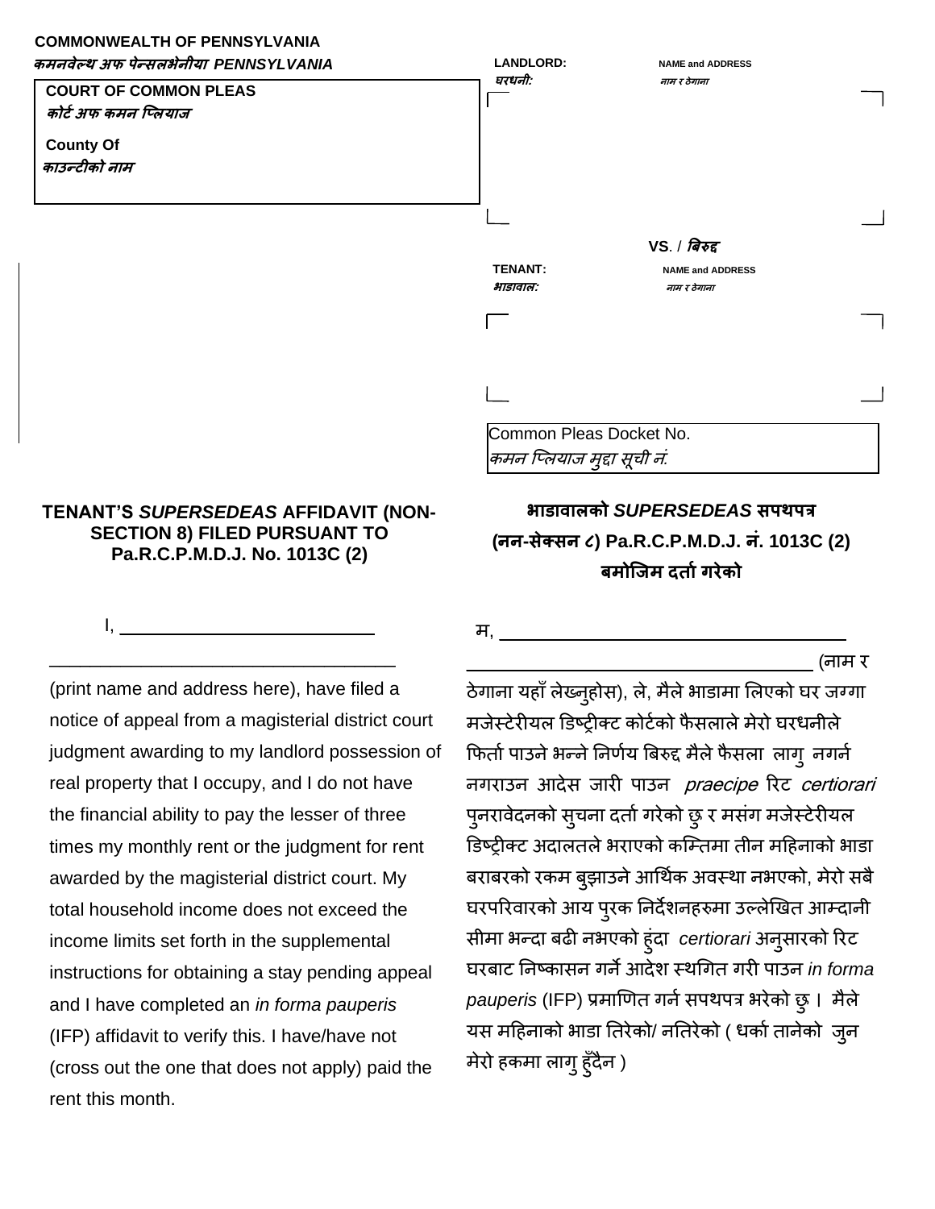**COMMONWEALTH OF PENNSYLVANIA**
*कमनवेल्थ अफ पेन्सलभेनीया PENNSYLVANIA*

**COURT OF COMMON PLEAS**
*कोर्ट अफ कमन प्लियाज*

**County Of**
*काउन्टीको नाम*

**LANDLORD:** / *घरधनी:* — **NAME and ADDRESS** / *नाम र ठेगाना*

**VS.** / *बिरुद्ध*

**TENANT:** / *भाडावाल:* — **NAME and ADDRESS** / *नाम र ठेगाना*

Common Pleas Docket No.
*कमन प्लियाज मुद्दा सूची नं.*

## TENANT'S *SUPERSEDEAS* AFFIDAVIT (NON-SECTION 8) FILED PURSUANT TO Pa.R.C.P.M.D.J. No. 1013C (2)

I, ___________________________

___________________________________ (print name and address here), have filed a notice of appeal from a magisterial district court judgment awarding to my landlord possession of real property that I occupy, and I do not have the financial ability to pay the lesser of three times my monthly rent or the judgment for rent awarded by the magisterial district court. My total household income does not exceed the income limits set forth in the supplemental instructions for obtaining a stay pending appeal and I have completed an *in forma pauperis* (IFP) affidavit to verify this. I have/have not (cross out the one that does not apply) paid the rent this month.

## भाडावालको *SUPERSEDEAS* सपथपत्र (नन-सेक्सन ८) Pa.R.C.P.M.D.J. नं. 1013C (2) बमोजिम दर्ता गरेको

म, ___________________________________

___________________________________ (नाम र ठेगाना यहाँ लेख्नुहोस), ले, मैले भाडामा लिएको घर जग्गा मजेस्टेरीयल डिष्ट्रीक्ट कोर्टको फैसलाले मेरो घरधनीले फिर्ता पाउने भन्ने निर्णय बिरुद्द मैले फैसला लागु नगर्न नगराउन आदेस जारी पाउन *praecipe* रिट *certiorari* पुनरावेदनको सुचना दर्ता गरेको छु र मसंग मजेस्टेरीयल डिष्ट्रीक्ट अदालतले भराएको कम्तिमा तीन महिनाको भाडा बराबरको रकम बुझाउने आर्थिक अवस्था नभएको, मेरो सबै घरपरिवारको आय पुरक निर्देशनहरुमा उल्लेखित आम्दानी सीमा भन्दा बढी नभएको हुंदा *certiorari* अनुसारको रिट घरबाट निष्कासन गर्ने आदेश स्थगित गरी पाउन *in forma pauperis* (IFP) प्रमाणित गर्न सपथपत्र भरेको छु । मैले यस महिनाको भाडा तिरेको/ नतिरेको ( धर्का तानेको जुन मेरो हकमा लागु हुँदैन )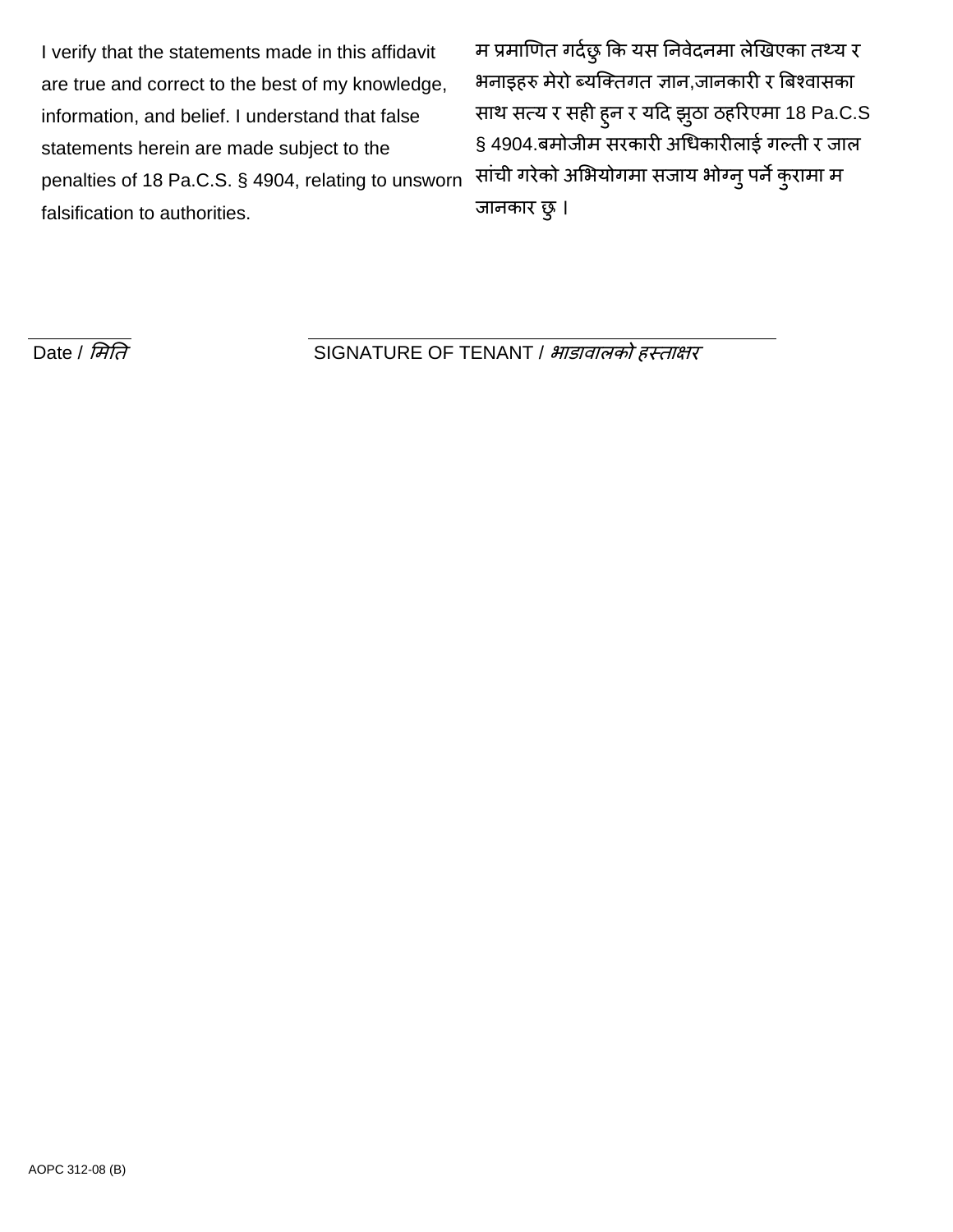I verify that the statements made in this affidavit are true and correct to the best of my knowledge, information, and belief. I understand that false statements herein are made subject to the penalties of 18 Pa.C.S. § 4904, relating to unsworn falsification to authorities.

म प्रमाणित गर्दछु कि यस निवेदनमा लेखिएका तथ्य र भनाइहरु मेरो ब्यक्तिगत ज्ञान,जानकारी र बिश्वासका साथ सत्य र सही हुन र यदि झुठा ठहरिएमा 18 Pa.C.S § 4904.बमोजीम सरकारी अधिकारीलाई गल्ती र जाल सांची गरेको अभियोगमा सजाय भोग्नु पर्ने कुरामा म जानकार छु ।

Date / *मिति*

SIGNATURE OF TENANT / *भाडावालको हस्ताक्षर*

AOPC 312-08 (B)